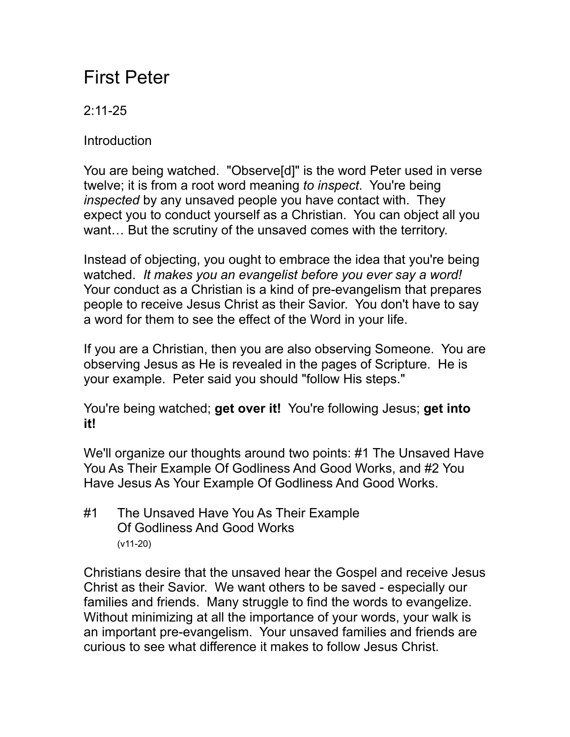# First Peter

2:11-25

Introduction

You are being watched. "Observe[d]" is the word Peter used in verse twelve; it is from a root word meaning *to inspect*. You're being *inspected* by any unsaved people you have contact with. They expect you to conduct yourself as a Christian. You can object all you want… But the scrutiny of the unsaved comes with the territory.

Instead of objecting, you ought to embrace the idea that you're being watched. *It makes you an evangelist before you ever say a word!* Your conduct as a Christian is a kind of pre-evangelism that prepares people to receive Jesus Christ as their Savior. You don't have to say a word for them to see the effect of the Word in your life.

If you are a Christian, then you are also observing Someone. You are observing Jesus as He is revealed in the pages of Scripture. He is your example. Peter said you should "follow His steps."

You're being watched; **get over it!** You're following Jesus; **get into it!**

We'll organize our thoughts around two points: #1 The Unsaved Have You As Their Example Of Godliness And Good Works, and #2 You Have Jesus As Your Example Of Godliness And Good Works.

## #1 The Unsaved Have You As Their Example Of Godliness And Good Works

(v11-20)

Christians desire that the unsaved hear the Gospel and receive Jesus Christ as their Savior. We want others to be saved - especially our families and friends. Many struggle to find the words to evangelize. Without minimizing at all the importance of your words, your walk is an important pre-evangelism. Your unsaved families and friends are curious to see what difference it makes to follow Jesus Christ.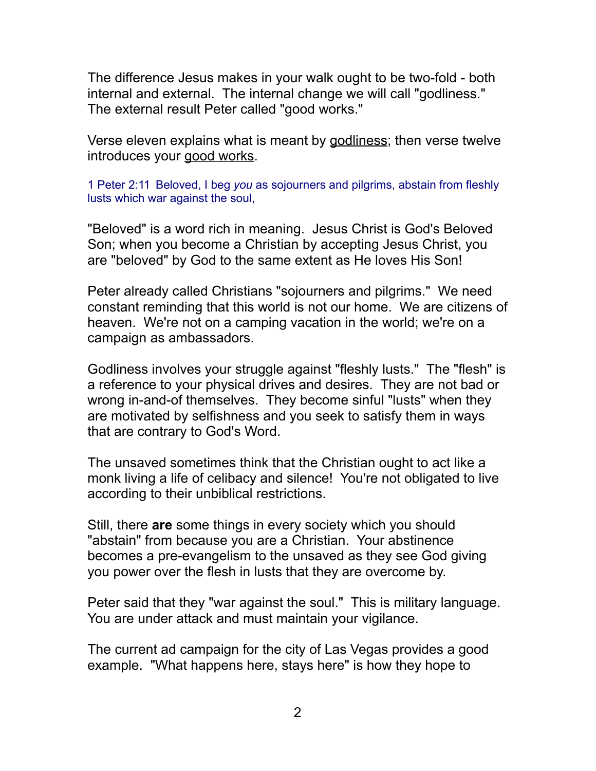The difference Jesus makes in your walk ought to be two-fold - both internal and external. The internal change we will call "godliness." The external result Peter called "good works."

Verse eleven explains what is meant by <u>godliness</u>; then verse twelve introduces your <u>good works</u>.

1 Peter 2:11 Beloved, I beg *you* as sojourners and pilgrims, abstain from fleshly lusts which war against the soul,

"Beloved" is a word rich in meaning. Jesus Christ is God's Beloved Son; when you become a Christian by accepting Jesus Christ, you are "beloved" by God to the same extent as He loves His Son!

Peter already called Christians "sojourners and pilgrims." We need constant reminding that this world is not our home. We are citizens of heaven. We're not on a camping vacation in the world; we're on a campaign as ambassadors.

Godliness involves your struggle against "fleshly lusts." The "flesh" is a reference to your physical drives and desires. They are not bad or wrong in-and-of themselves. They become sinful "lusts" when they are motivated by selfishness and you seek to satisfy them in ways that are contrary to God's Word.

The unsaved sometimes think that the Christian ought to act like a monk living a life of celibacy and silence! You're not obligated to live according to their unbiblical restrictions.

Still, there **are** some things in every society which you should "abstain" from because you are a Christian. Your abstinence becomes a pre-evangelism to the unsaved as they see God giving you power over the flesh in lusts that they are overcome by.

Peter said that they "war against the soul." This is military language. You are under attack and must maintain your vigilance.

The current ad campaign for the city of Las Vegas provides a good example. "What happens here, stays here" is how they hope to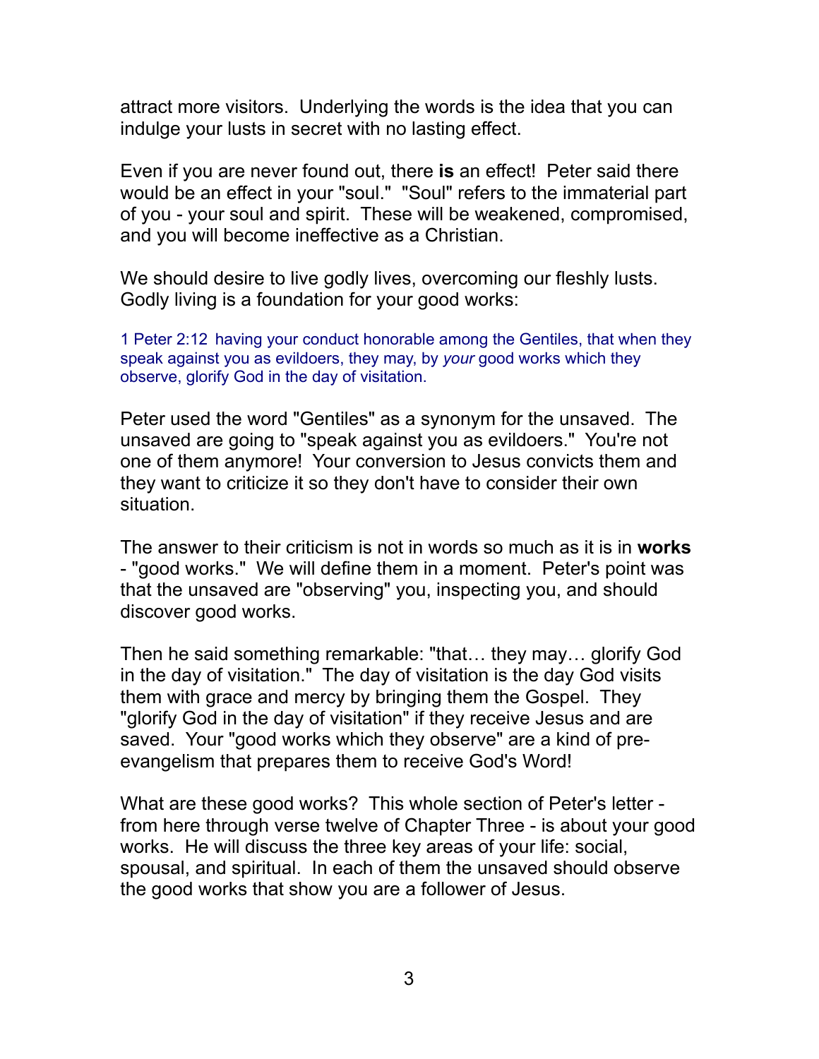attract more visitors. Underlying the words is the idea that you can indulge your lusts in secret with no lasting effect.

Even if you are never found out, there **is** an effect! Peter said there would be an effect in your "soul." "Soul" refers to the immaterial part of you - your soul and spirit. These will be weakened, compromised, and you will become ineffective as a Christian.

We should desire to live godly lives, overcoming our fleshly lusts. Godly living is a foundation for your good works:

1 Peter 2:12 having your conduct honorable among the Gentiles, that when they speak against you as evildoers, they may, by *your* good works which they observe, glorify God in the day of visitation.

Peter used the word "Gentiles" as a synonym for the unsaved. The unsaved are going to "speak against you as evildoers." You're not one of them anymore! Your conversion to Jesus convicts them and they want to criticize it so they don't have to consider their own situation.

The answer to their criticism is not in words so much as it is in **works** - "good works." We will define them in a moment. Peter's point was that the unsaved are "observing" you, inspecting you, and should discover good works.

Then he said something remarkable: "that… they may… glorify God in the day of visitation." The day of visitation is the day God visits them with grace and mercy by bringing them the Gospel. They "glorify God in the day of visitation" if they receive Jesus and are saved. Your "good works which they observe" are a kind of pre-evangelism that prepares them to receive God's Word!

What are these good works? This whole section of Peter's letter - from here through verse twelve of Chapter Three - is about your good works. He will discuss the three key areas of your life: social, spousal, and spiritual. In each of them the unsaved should observe the good works that show you are a follower of Jesus.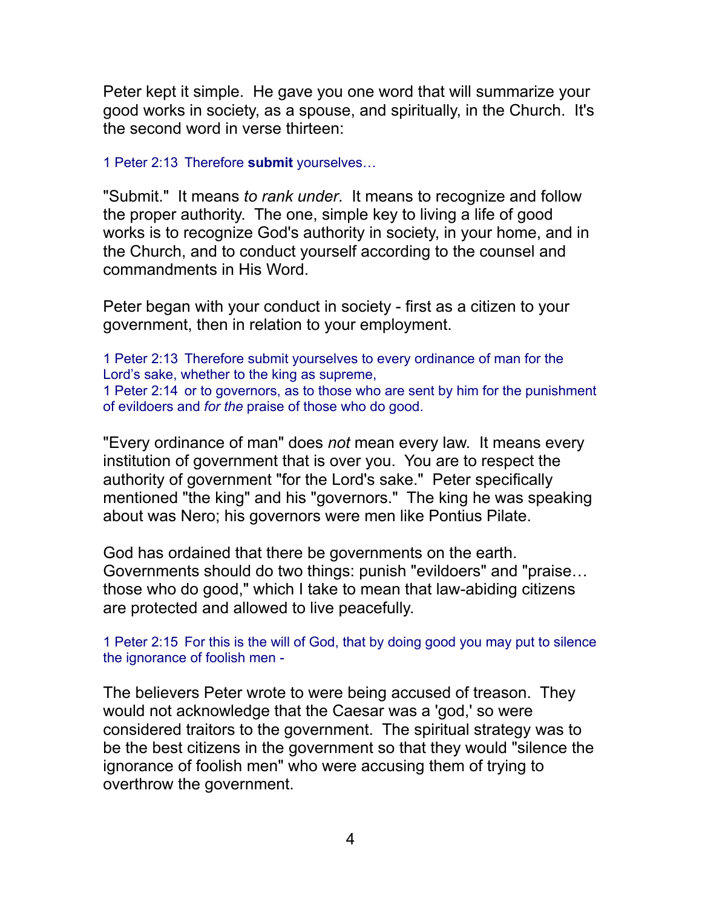Peter kept it simple. He gave you one word that will summarize your good works in society, as a spouse, and spiritually, in the Church. It's the second word in verse thirteen:

1 Peter 2:13 Therefore **submit** yourselves…

"Submit." It means *to rank under*. It means to recognize and follow the proper authority. The one, simple key to living a life of good works is to recognize God's authority in society, in your home, and in the Church, and to conduct yourself according to the counsel and commandments in His Word.

Peter began with your conduct in society - first as a citizen to your government, then in relation to your employment.

1 Peter 2:13 Therefore submit yourselves to every ordinance of man for the Lord's sake, whether to the king as supreme,
1 Peter 2:14 or to governors, as to those who are sent by him for the punishment of evildoers and *for the* praise of those who do good.

"Every ordinance of man" does *not* mean every law. It means every institution of government that is over you. You are to respect the authority of government "for the Lord's sake." Peter specifically mentioned "the king" and his "governors." The king he was speaking about was Nero; his governors were men like Pontius Pilate.

God has ordained that there be governments on the earth. Governments should do two things: punish "evildoers" and "praise… those who do good," which I take to mean that law-abiding citizens are protected and allowed to live peacefully.

1 Peter 2:15 For this is the will of God, that by doing good you may put to silence the ignorance of foolish men -

The believers Peter wrote to were being accused of treason. They would not acknowledge that the Caesar was a 'god,' so were considered traitors to the government. The spiritual strategy was to be the best citizens in the government so that they would "silence the ignorance of foolish men" who were accusing them of trying to overthrow the government.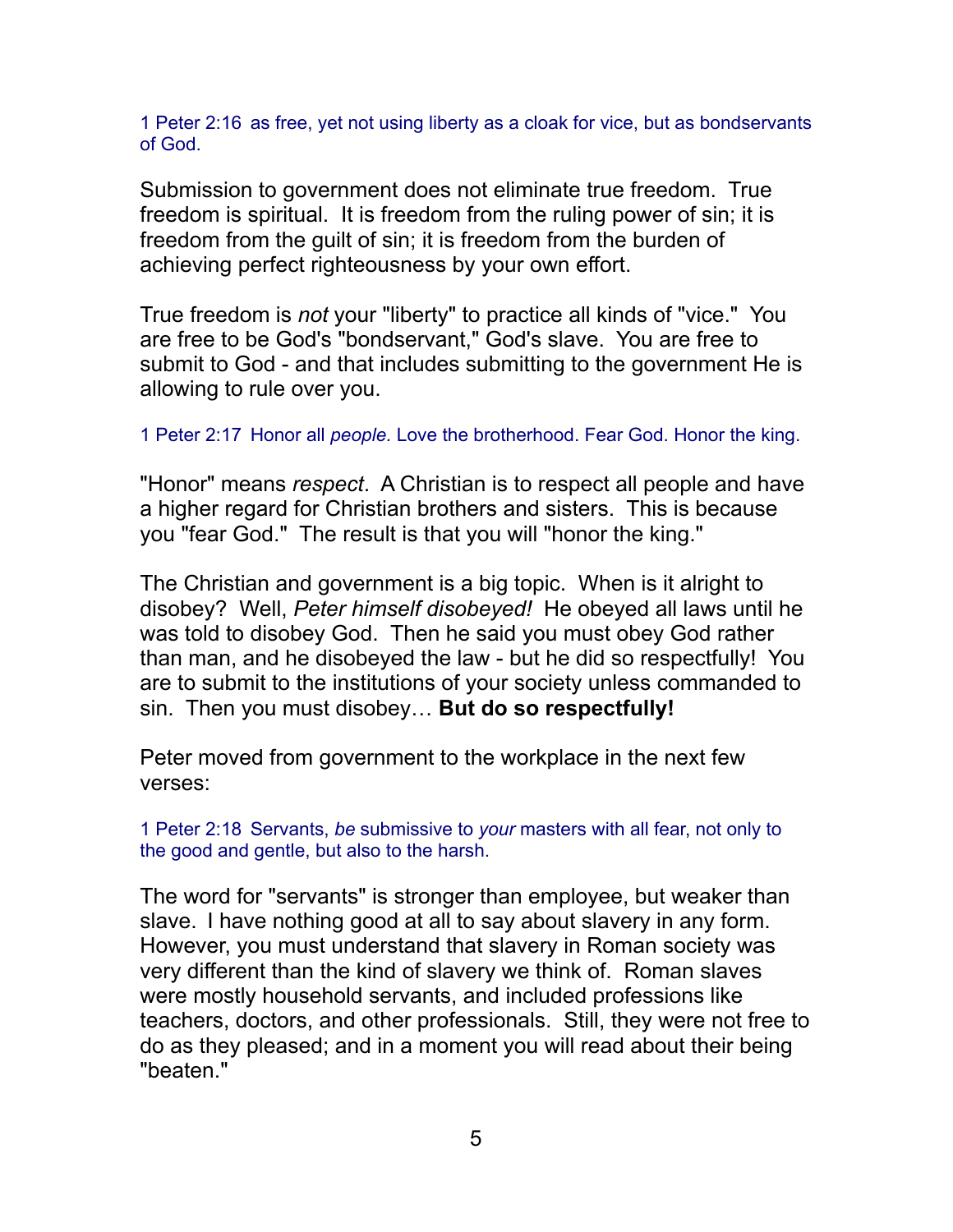1 Peter 2:16  as free, yet not using liberty as a cloak for vice, but as bondservants of God.

Submission to government does not eliminate true freedom.  True freedom is spiritual.  It is freedom from the ruling power of sin; it is freedom from the guilt of sin; it is freedom from the burden of achieving perfect righteousness by your own effort.

True freedom is *not* your "liberty" to practice all kinds of "vice."  You are free to be God's "bondservant," God's slave.  You are free to submit to God - and that includes submitting to the government He is allowing to rule over you.

1 Peter 2:17  Honor all *people.* Love the brotherhood. Fear God. Honor the king.

"Honor" means *respect*.  A Christian is to respect all people and have a higher regard for Christian brothers and sisters.  This is because you "fear God."  The result is that you will "honor the king."

The Christian and government is a big topic.  When is it alright to disobey?  Well, *Peter himself disobeyed!*  He obeyed all laws until he was told to disobey God.  Then he said you must obey God rather than man, and he disobeyed the law - but he did so respectfully!  You are to submit to the institutions of your society unless commanded to sin.  Then you must disobey… **But do so respectfully!**

Peter moved from government to the workplace in the next few verses:

1 Peter 2:18  Servants, *be* submissive to *your* masters with all fear, not only to the good and gentle, but also to the harsh.

The word for "servants" is stronger than employee, but weaker than slave.  I have nothing good at all to say about slavery in any form.  However, you must understand that slavery in Roman society was very different than the kind of slavery we think of.  Roman slaves were mostly household servants, and included professions like teachers, doctors, and other professionals.  Still, they were not free to do as they pleased; and in a moment you will read about their being "beaten."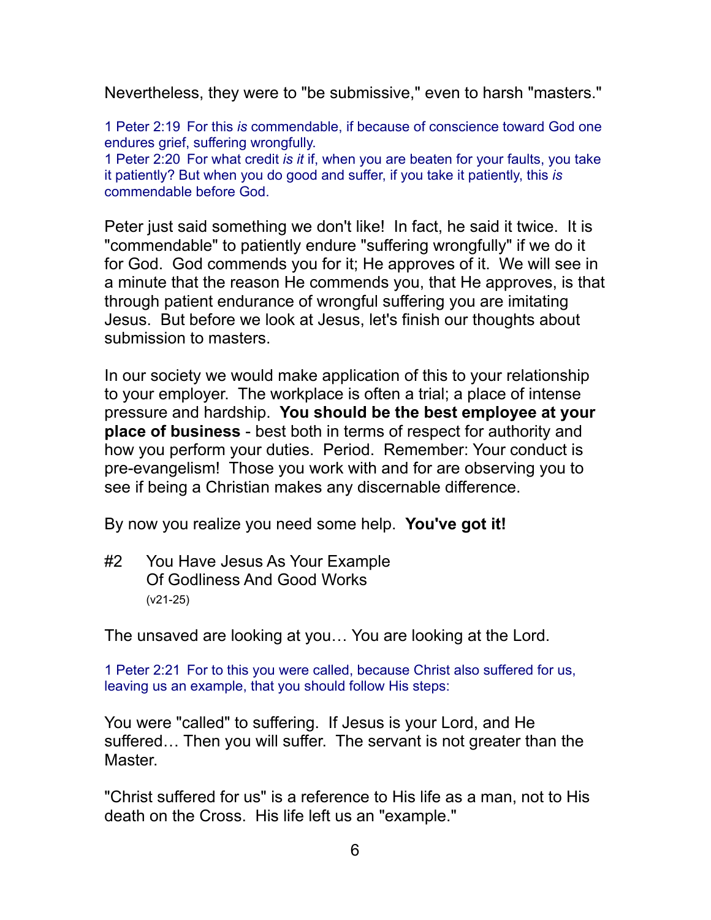Nevertheless, they were to "be submissive," even to harsh "masters."

1 Peter 2:19  For this *is* commendable, if because of conscience toward God one endures grief, suffering wrongfully.
1 Peter 2:20  For what credit *is it* if, when you are beaten for your faults, you take it patiently? But when you do good and suffer, if you take it patiently, this *is* commendable before God.

Peter just said something we don't like!  In fact, he said it twice.  It is "commendable" to patiently endure "suffering wrongfully" if we do it for God.  God commends you for it; He approves of it.  We will see in a minute that the reason He commends you, that He approves, is that through patient endurance of wrongful suffering you are imitating Jesus.  But before we look at Jesus, let's finish our thoughts about submission to masters.

In our society we would make application of this to your relationship to your employer.  The workplace is often a trial; a place of intense pressure and hardship.  **You should be the best employee at your place of business** - best both in terms of respect for authority and how you perform your duties.  Period.  Remember: Your conduct is pre-evangelism!  Those you work with and for are observing you to see if being a Christian makes any discernable difference.

By now you realize you need some help.  **You've got it!**

#2 You Have Jesus As Your Example Of Godliness And Good Works
(v21-25)

The unsaved are looking at you… You are looking at the Lord.

1 Peter 2:21  For to this you were called, because Christ also suffered for us, leaving us an example, that you should follow His steps:

You were "called" to suffering.  If Jesus is your Lord, and He suffered… Then you will suffer.  The servant is not greater than the Master.

"Christ suffered for us" is a reference to His life as a man, not to His death on the Cross.  His life left us an "example."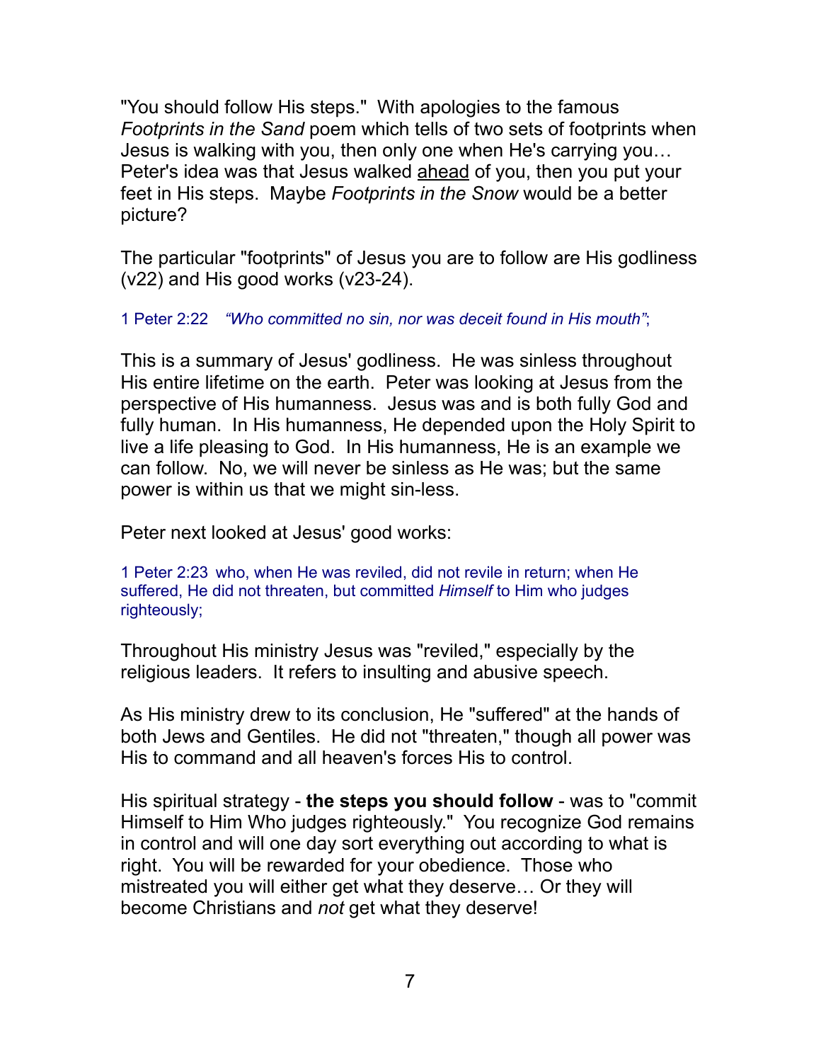"You should follow His steps." With apologies to the famous *Footprints in the Sand* poem which tells of two sets of footprints when Jesus is walking with you, then only one when He's carrying you… Peter's idea was that Jesus walked <u>ahead</u> of you, then you put your feet in His steps. Maybe *Footprints in the Snow* would be a better picture?

The particular "footprints" of Jesus you are to follow are His godliness (v22) and His good works (v23-24).

1 Peter 2:22 *"Who committed no sin, nor was deceit found in His mouth"*;

This is a summary of Jesus' godliness. He was sinless throughout His entire lifetime on the earth. Peter was looking at Jesus from the perspective of His humanness. Jesus was and is both fully God and fully human. In His humanness, He depended upon the Holy Spirit to live a life pleasing to God. In His humanness, He is an example we can follow. No, we will never be sinless as He was; but the same power is within us that we might sin-less.

Peter next looked at Jesus' good works:

1 Peter 2:23 who, when He was reviled, did not revile in return; when He suffered, He did not threaten, but committed *Himself* to Him who judges righteously;

Throughout His ministry Jesus was "reviled," especially by the religious leaders. It refers to insulting and abusive speech.

As His ministry drew to its conclusion, He "suffered" at the hands of both Jews and Gentiles. He did not "threaten," though all power was His to command and all heaven's forces His to control.

His spiritual strategy - **the steps you should follow** - was to "commit Himself to Him Who judges righteously." You recognize God remains in control and will one day sort everything out according to what is right. You will be rewarded for your obedience. Those who mistreated you will either get what they deserve… Or they will become Christians and *not* get what they deserve!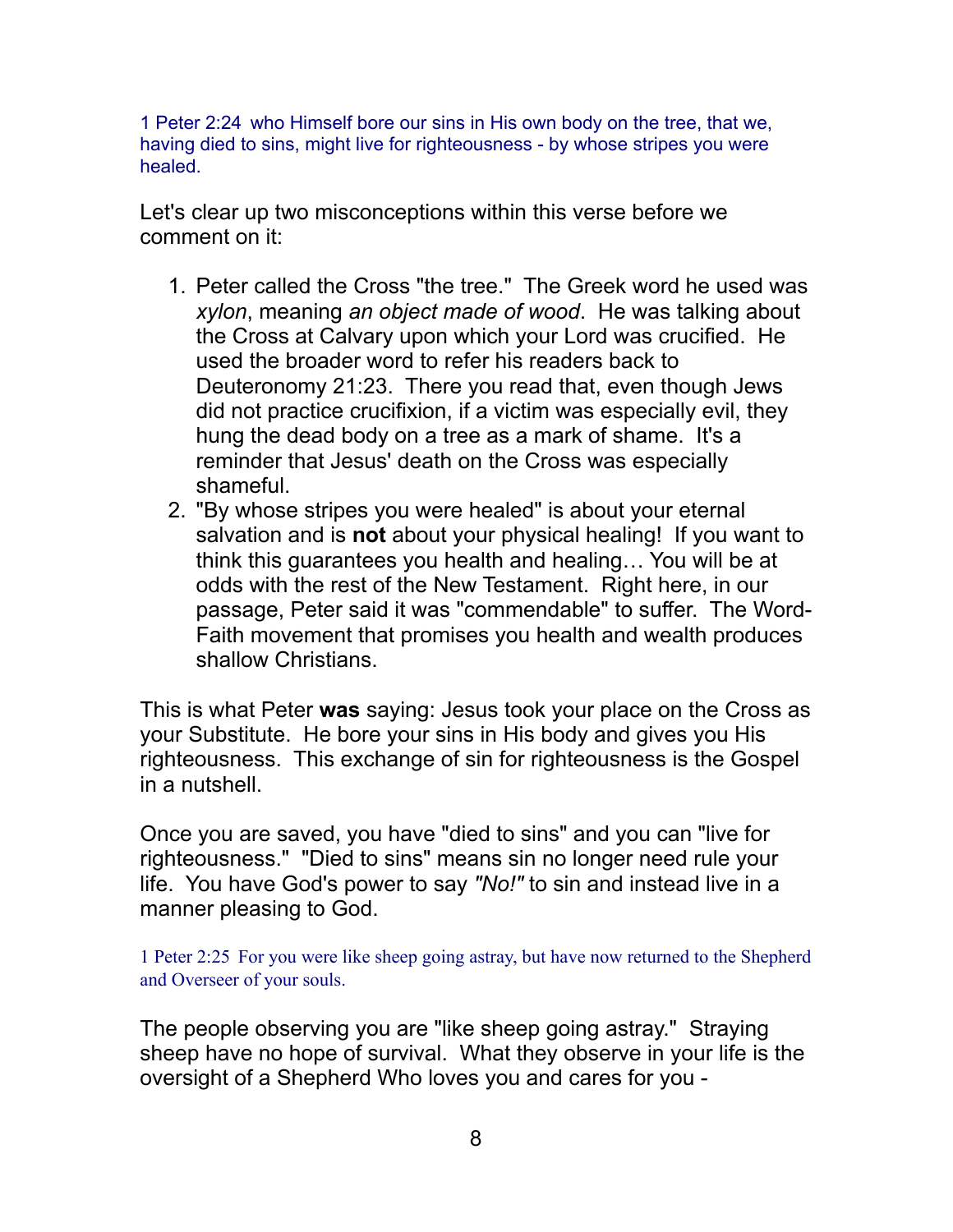1 Peter 2:24 who Himself bore our sins in His own body on the tree, that we, having died to sins, might live for righteousness - by whose stripes you were healed.

Let's clear up two misconceptions within this verse before we comment on it:

1. Peter called the Cross "the tree." The Greek word he used was *xylon*, meaning *an object made of wood*. He was talking about the Cross at Calvary upon which your Lord was crucified. He used the broader word to refer his readers back to Deuteronomy 21:23. There you read that, even though Jews did not practice crucifixion, if a victim was especially evil, they hung the dead body on a tree as a mark of shame. It's a reminder that Jesus' death on the Cross was especially shameful.
2. "By whose stripes you were healed" is about your eternal salvation and is **not** about your physical healing! If you want to think this guarantees you health and healing… You will be at odds with the rest of the New Testament. Right here, in our passage, Peter said it was "commendable" to suffer. The Word-Faith movement that promises you health and wealth produces shallow Christians.

This is what Peter **was** saying: Jesus took your place on the Cross as your Substitute. He bore your sins in His body and gives you His righteousness. This exchange of sin for righteousness is the Gospel in a nutshell.

Once you are saved, you have "died to sins" and you can "live for righteousness." "Died to sins" means sin no longer need rule your life. You have God's power to say *"No!"* to sin and instead live in a manner pleasing to God.

1 Peter 2:25 For you were like sheep going astray, but have now returned to the Shepherd and Overseer of your souls.

The people observing you are "like sheep going astray." Straying sheep have no hope of survival. What they observe in your life is the oversight of a Shepherd Who loves you and cares for you -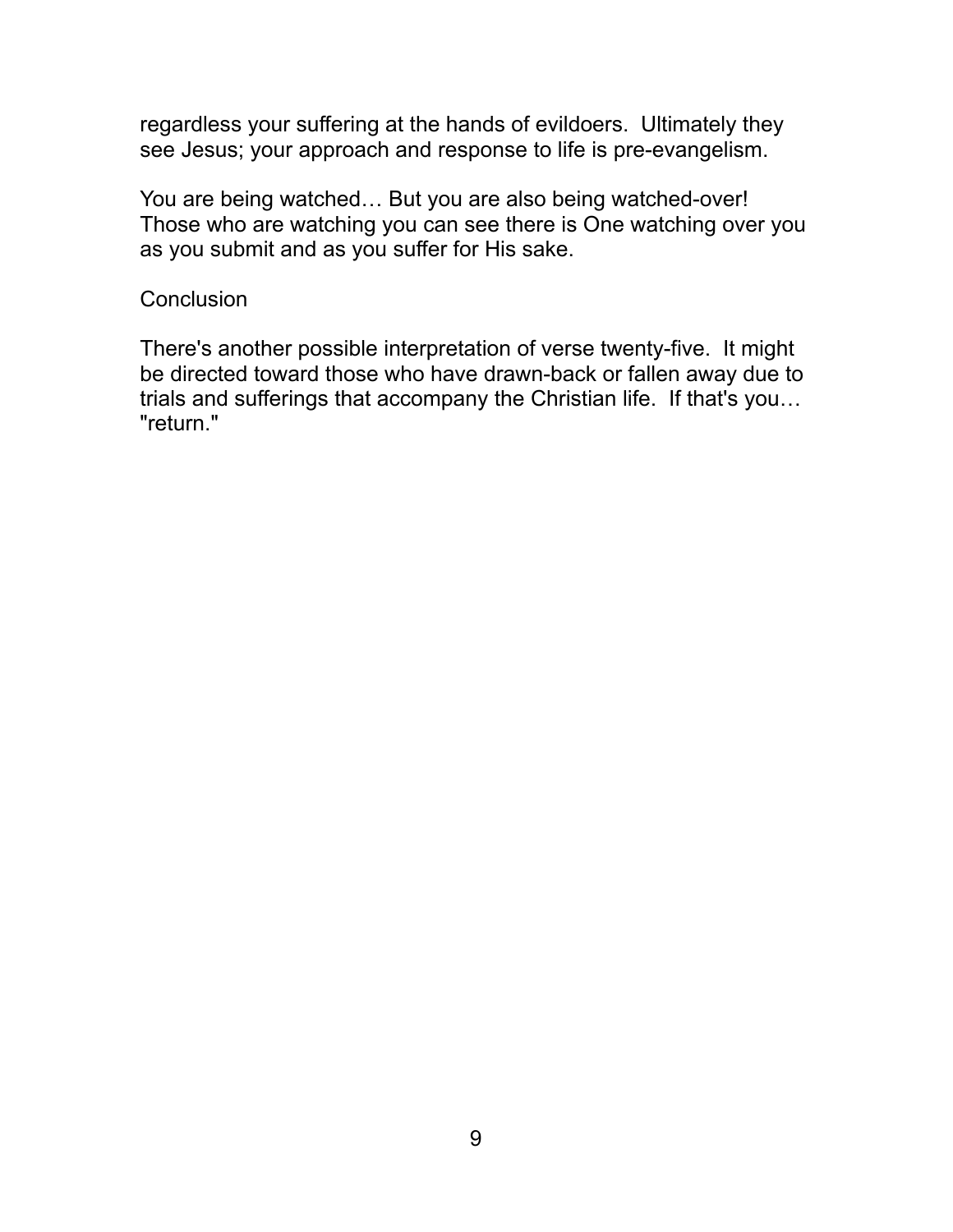regardless your suffering at the hands of evildoers. Ultimately they see Jesus; your approach and response to life is pre-evangelism.

You are being watched… But you are also being watched-over! Those who are watching you can see there is One watching over you as you submit and as you suffer for His sake.

## Conclusion

There's another possible interpretation of verse twenty-five. It might be directed toward those who have drawn-back or fallen away due to trials and sufferings that accompany the Christian life. If that's you… "return."